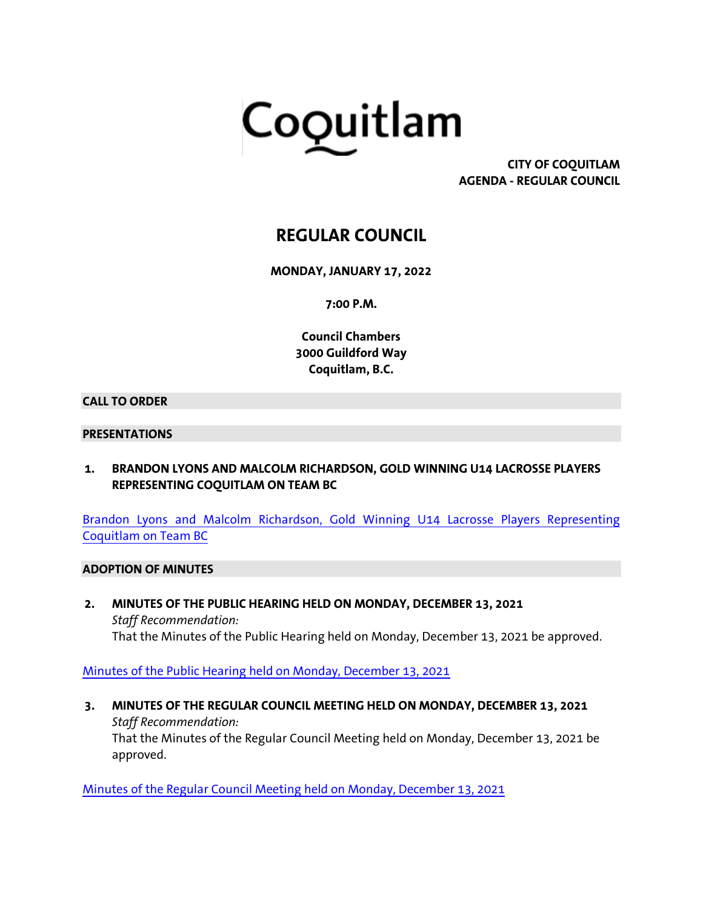Coquitlam

**CITY OF COQUITLAM**
**AGENDA - REGULAR COUNCIL**

# REGULAR COUNCIL

**MONDAY, JANUARY 17, 2022**

**7:00 P.M.**

**Council Chambers**
**3000 Guildford Way**
**Coquitlam, B.C.**

## CALL TO ORDER

## PRESENTATIONS

**1. BRANDON LYONS AND MALCOLM RICHARDSON, GOLD WINNING U14 LACROSSE PLAYERS REPRESENTING COQUITLAM ON TEAM BC**

Brandon Lyons and Malcolm Richardson, Gold Winning U14 Lacrosse Players Representing Coquitlam on Team BC

## ADOPTION OF MINUTES

**2. MINUTES OF THE PUBLIC HEARING HELD ON MONDAY, DECEMBER 13, 2021**
*Staff Recommendation:*
That the Minutes of the Public Hearing held on Monday, December 13, 2021 be approved.

Minutes of the Public Hearing held on Monday, December 13, 2021

**3. MINUTES OF THE REGULAR COUNCIL MEETING HELD ON MONDAY, DECEMBER 13, 2021**
*Staff Recommendation:*
That the Minutes of the Regular Council Meeting held on Monday, December 13, 2021 be approved.

Minutes of the Regular Council Meeting held on Monday, December 13, 2021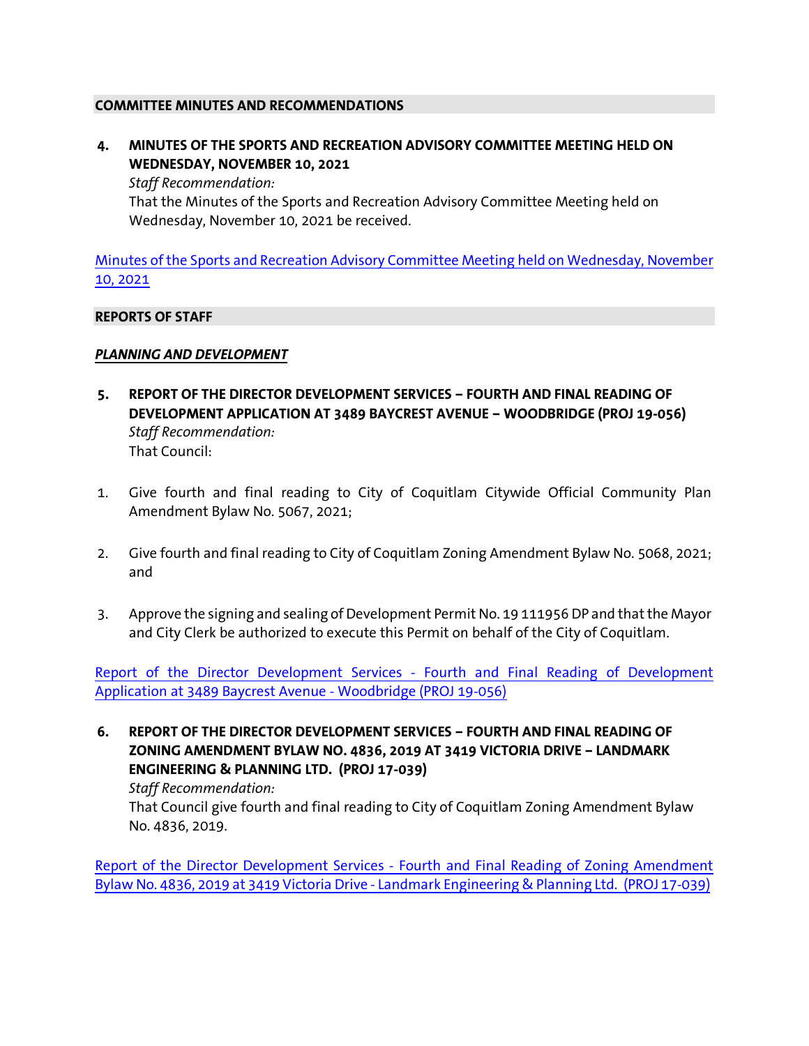## COMMITTEE MINUTES AND RECOMMENDATIONS

**4. MINUTES OF THE SPORTS AND RECREATION ADVISORY COMMITTEE MEETING HELD ON WEDNESDAY, NOVEMBER 10, 2021**

*Staff Recommendation:*

That the Minutes of the Sports and Recreation Advisory Committee Meeting held on Wednesday, November 10, 2021 be received.

Minutes of the Sports and Recreation Advisory Committee Meeting held on Wednesday, November 10, 2021

## REPORTS OF STAFF

### ***PLANNING AND DEVELOPMENT***

**5. REPORT OF THE DIRECTOR DEVELOPMENT SERVICES – FOURTH AND FINAL READING OF DEVELOPMENT APPLICATION AT 3489 BAYCREST AVENUE – WOODBRIDGE (PROJ 19-056)**

*Staff Recommendation:*

That Council:

1. Give fourth and final reading to City of Coquitlam Citywide Official Community Plan Amendment Bylaw No. 5067, 2021;
2. Give fourth and final reading to City of Coquitlam Zoning Amendment Bylaw No. 5068, 2021; and
3. Approve the signing and sealing of Development Permit No. 19 111956 DP and that the Mayor and City Clerk be authorized to execute this Permit on behalf of the City of Coquitlam.

Report of the Director Development Services - Fourth and Final Reading of Development Application at 3489 Baycrest Avenue - Woodbridge (PROJ 19-056)

**6. REPORT OF THE DIRECTOR DEVELOPMENT SERVICES – FOURTH AND FINAL READING OF ZONING AMENDMENT BYLAW NO. 4836, 2019 AT 3419 VICTORIA DRIVE – LANDMARK ENGINEERING & PLANNING LTD. (PROJ 17-039)**

*Staff Recommendation:*

That Council give fourth and final reading to City of Coquitlam Zoning Amendment Bylaw No. 4836, 2019.

Report of the Director Development Services - Fourth and Final Reading of Zoning Amendment Bylaw No. 4836, 2019 at 3419 Victoria Drive - Landmark Engineering & Planning Ltd. (PROJ 17-039)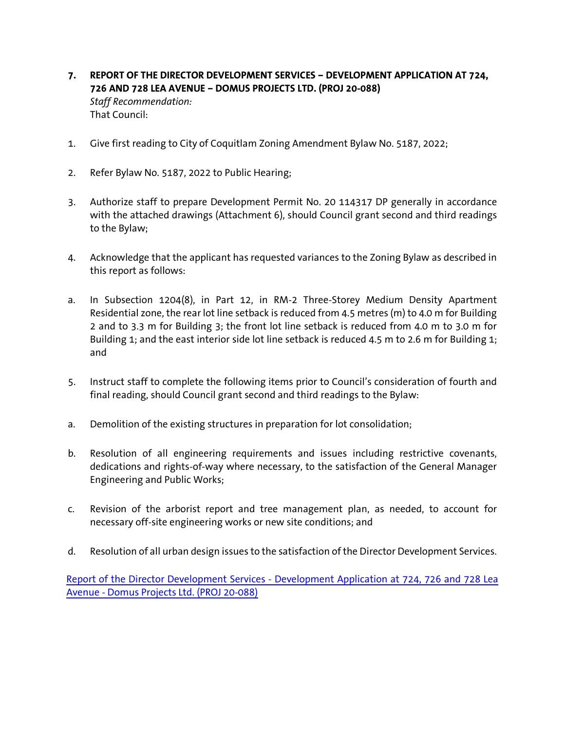**7. REPORT OF THE DIRECTOR DEVELOPMENT SERVICES – DEVELOPMENT APPLICATION AT 724, 726 AND 728 LEA AVENUE – DOMUS PROJECTS LTD. (PROJ 20-088)**

*Staff Recommendation:*

That Council:

1. Give first reading to City of Coquitlam Zoning Amendment Bylaw No. 5187, 2022;

2. Refer Bylaw No. 5187, 2022 to Public Hearing;

3. Authorize staff to prepare Development Permit No. 20 114317 DP generally in accordance with the attached drawings (Attachment 6), should Council grant second and third readings to the Bylaw;

4. Acknowledge that the applicant has requested variances to the Zoning Bylaw as described in this report as follows:

   a. In Subsection 1204(8), in Part 12, in RM-2 Three-Storey Medium Density Apartment Residential zone, the rear lot line setback is reduced from 4.5 metres (m) to 4.0 m for Building 2 and to 3.3 m for Building 3; the front lot line setback is reduced from 4.0 m to 3.0 m for Building 1; and the east interior side lot line setback is reduced 4.5 m to 2.6 m for Building 1; and

5. Instruct staff to complete the following items prior to Council's consideration of fourth and final reading, should Council grant second and third readings to the Bylaw:

   a. Demolition of the existing structures in preparation for lot consolidation;

   b. Resolution of all engineering requirements and issues including restrictive covenants, dedications and rights-of-way where necessary, to the satisfaction of the General Manager Engineering and Public Works;

   c. Revision of the arborist report and tree management plan, as needed, to account for necessary off-site engineering works or new site conditions; and

   d. Resolution of all urban design issues to the satisfaction of the Director Development Services.

Report of the Director Development Services - Development Application at 724, 726 and 728 Lea Avenue - Domus Projects Ltd. (PROJ 20-088)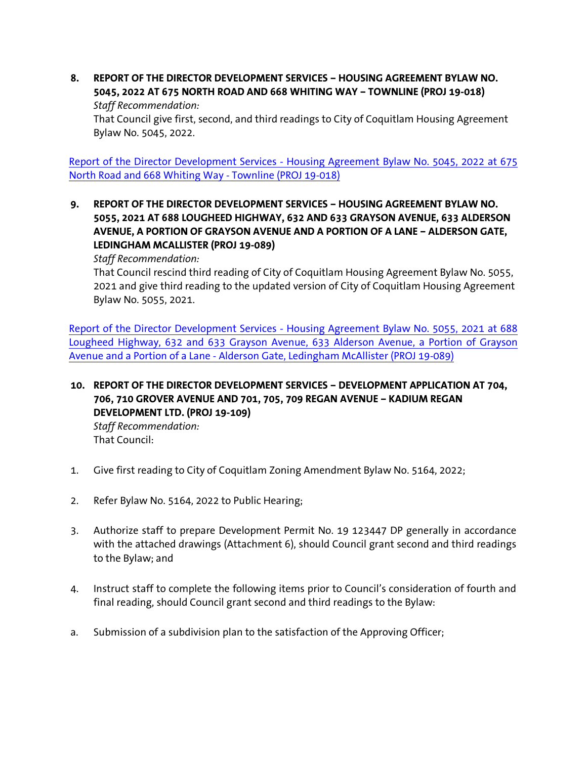**8. REPORT OF THE DIRECTOR DEVELOPMENT SERVICES – HOUSING AGREEMENT BYLAW NO. 5045, 2022 AT 675 NORTH ROAD AND 668 WHITING WAY – TOWNLINE (PROJ 19-018)**

*Staff Recommendation:*

That Council give first, second, and third readings to City of Coquitlam Housing Agreement Bylaw No. 5045, 2022.

Report of the Director Development Services - Housing Agreement Bylaw No. 5045, 2022 at 675 North Road and 668 Whiting Way - Townline (PROJ 19-018)

**9. REPORT OF THE DIRECTOR DEVELOPMENT SERVICES – HOUSING AGREEMENT BYLAW NO. 5055, 2021 AT 688 LOUGHEED HIGHWAY, 632 AND 633 GRAYSON AVENUE, 633 ALDERSON AVENUE, A PORTION OF GRAYSON AVENUE AND A PORTION OF A LANE – ALDERSON GATE, LEDINGHAM MCALLISTER (PROJ 19-089)**

*Staff Recommendation:*

That Council rescind third reading of City of Coquitlam Housing Agreement Bylaw No. 5055, 2021 and give third reading to the updated version of City of Coquitlam Housing Agreement Bylaw No. 5055, 2021.

Report of the Director Development Services - Housing Agreement Bylaw No. 5055, 2021 at 688 Lougheed Highway, 632 and 633 Grayson Avenue, 633 Alderson Avenue, a Portion of Grayson Avenue and a Portion of a Lane - Alderson Gate, Ledingham McAllister (PROJ 19-089)

**10. REPORT OF THE DIRECTOR DEVELOPMENT SERVICES – DEVELOPMENT APPLICATION AT 704, 706, 710 GROVER AVENUE AND 701, 705, 709 REGAN AVENUE – KADIUM REGAN DEVELOPMENT LTD. (PROJ 19-109)**

*Staff Recommendation:*

That Council:

1. Give first reading to City of Coquitlam Zoning Amendment Bylaw No. 5164, 2022;
2. Refer Bylaw No. 5164, 2022 to Public Hearing;
3. Authorize staff to prepare Development Permit No. 19 123447 DP generally in accordance with the attached drawings (Attachment 6), should Council grant second and third readings to the Bylaw; and
4. Instruct staff to complete the following items prior to Council's consideration of fourth and final reading, should Council grant second and third readings to the Bylaw:

a. Submission of a subdivision plan to the satisfaction of the Approving Officer;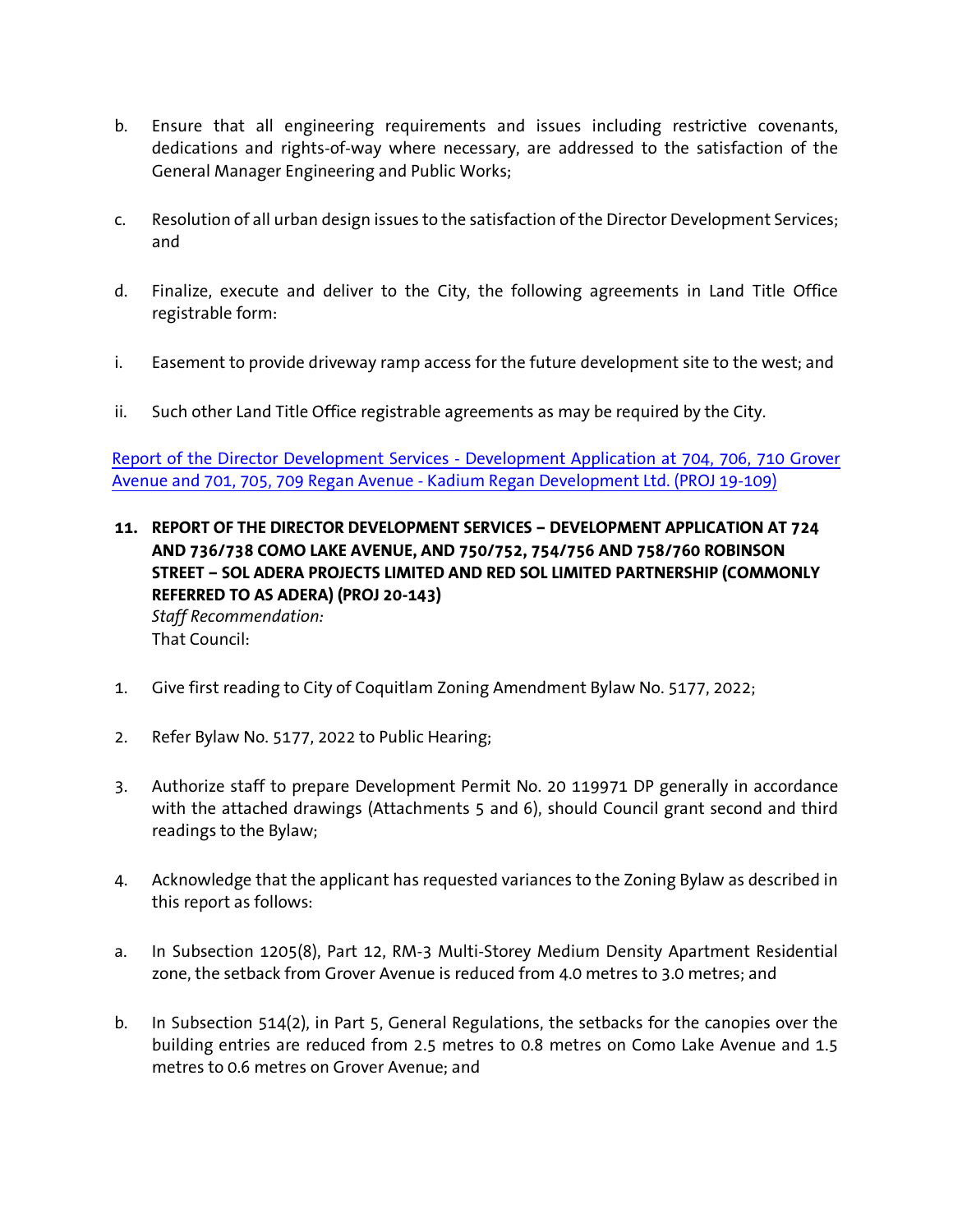b. Ensure that all engineering requirements and issues including restrictive covenants, dedications and rights-of-way where necessary, are addressed to the satisfaction of the General Manager Engineering and Public Works;

c. Resolution of all urban design issues to the satisfaction of the Director Development Services; and

d. Finalize, execute and deliver to the City, the following agreements in Land Title Office registrable form:

i. Easement to provide driveway ramp access for the future development site to the west; and

ii. Such other Land Title Office registrable agreements as may be required by the City.

[Report of the Director Development Services - Development Application at 704, 706, 710 Grover Avenue and 701, 705, 709 Regan Avenue - Kadium Regan Development Ltd. (PROJ 19-109)]

**11. REPORT OF THE DIRECTOR DEVELOPMENT SERVICES – DEVELOPMENT APPLICATION AT 724 AND 736/738 COMO LAKE AVENUE, AND 750/752, 754/756 AND 758/760 ROBINSON STREET – SOL ADERA PROJECTS LIMITED AND RED SOL LIMITED PARTNERSHIP (COMMONLY REFERRED TO AS ADERA) (PROJ 20-143)**

*Staff Recommendation:*
That Council:

1. Give first reading to City of Coquitlam Zoning Amendment Bylaw No. 5177, 2022;

2. Refer Bylaw No. 5177, 2022 to Public Hearing;

3. Authorize staff to prepare Development Permit No. 20 119971 DP generally in accordance with the attached drawings (Attachments 5 and 6), should Council grant second and third readings to the Bylaw;

4. Acknowledge that the applicant has requested variances to the Zoning Bylaw as described in this report as follows:

a. In Subsection 1205(8), Part 12, RM-3 Multi-Storey Medium Density Apartment Residential zone, the setback from Grover Avenue is reduced from 4.0 metres to 3.0 metres; and

b. In Subsection 514(2), in Part 5, General Regulations, the setbacks for the canopies over the building entries are reduced from 2.5 metres to 0.8 metres on Como Lake Avenue and 1.5 metres to 0.6 metres on Grover Avenue; and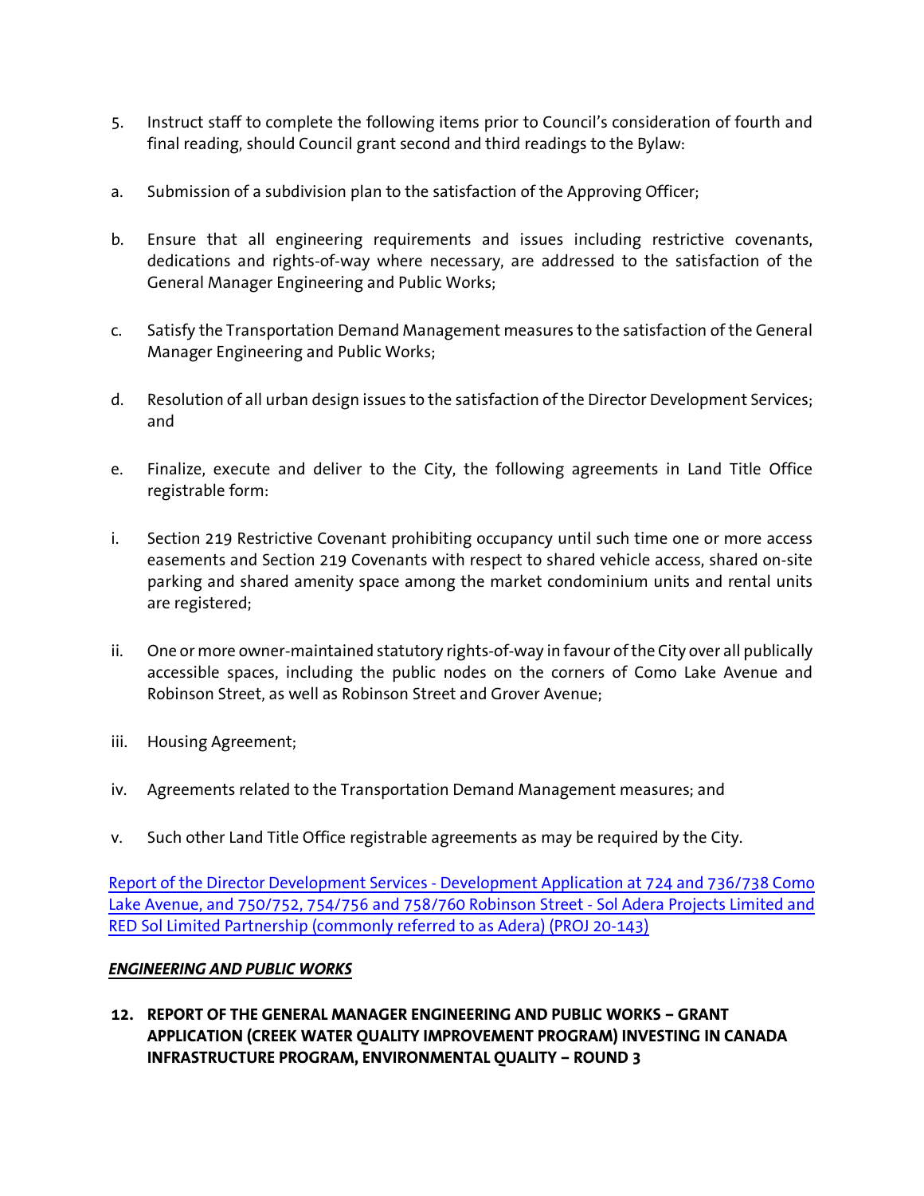5. Instruct staff to complete the following items prior to Council's consideration of fourth and final reading, should Council grant second and third readings to the Bylaw:

a. Submission of a subdivision plan to the satisfaction of the Approving Officer;

b. Ensure that all engineering requirements and issues including restrictive covenants, dedications and rights-of-way where necessary, are addressed to the satisfaction of the General Manager Engineering and Public Works;

c. Satisfy the Transportation Demand Management measures to the satisfaction of the General Manager Engineering and Public Works;

d. Resolution of all urban design issues to the satisfaction of the Director Development Services; and

e. Finalize, execute and deliver to the City, the following agreements in Land Title Office registrable form:

i. Section 219 Restrictive Covenant prohibiting occupancy until such time one or more access easements and Section 219 Covenants with respect to shared vehicle access, shared on-site parking and shared amenity space among the market condominium units and rental units are registered;

ii. One or more owner-maintained statutory rights-of-way in favour of the City over all publically accessible spaces, including the public nodes on the corners of Como Lake Avenue and Robinson Street, as well as Robinson Street and Grover Avenue;

iii. Housing Agreement;

iv. Agreements related to the Transportation Demand Management measures; and

v. Such other Land Title Office registrable agreements as may be required by the City.

Report of the Director Development Services - Development Application at 724 and 736/738 Como Lake Avenue, and 750/752, 754/756 and 758/760 Robinson Street - Sol Adera Projects Limited and RED Sol Limited Partnership (commonly referred to as Adera) (PROJ 20-143)

***ENGINEERING AND PUBLIC WORKS***

**12. REPORT OF THE GENERAL MANAGER ENGINEERING AND PUBLIC WORKS – GRANT APPLICATION (CREEK WATER QUALITY IMPROVEMENT PROGRAM) INVESTING IN CANADA INFRASTRUCTURE PROGRAM, ENVIRONMENTAL QUALITY – ROUND 3**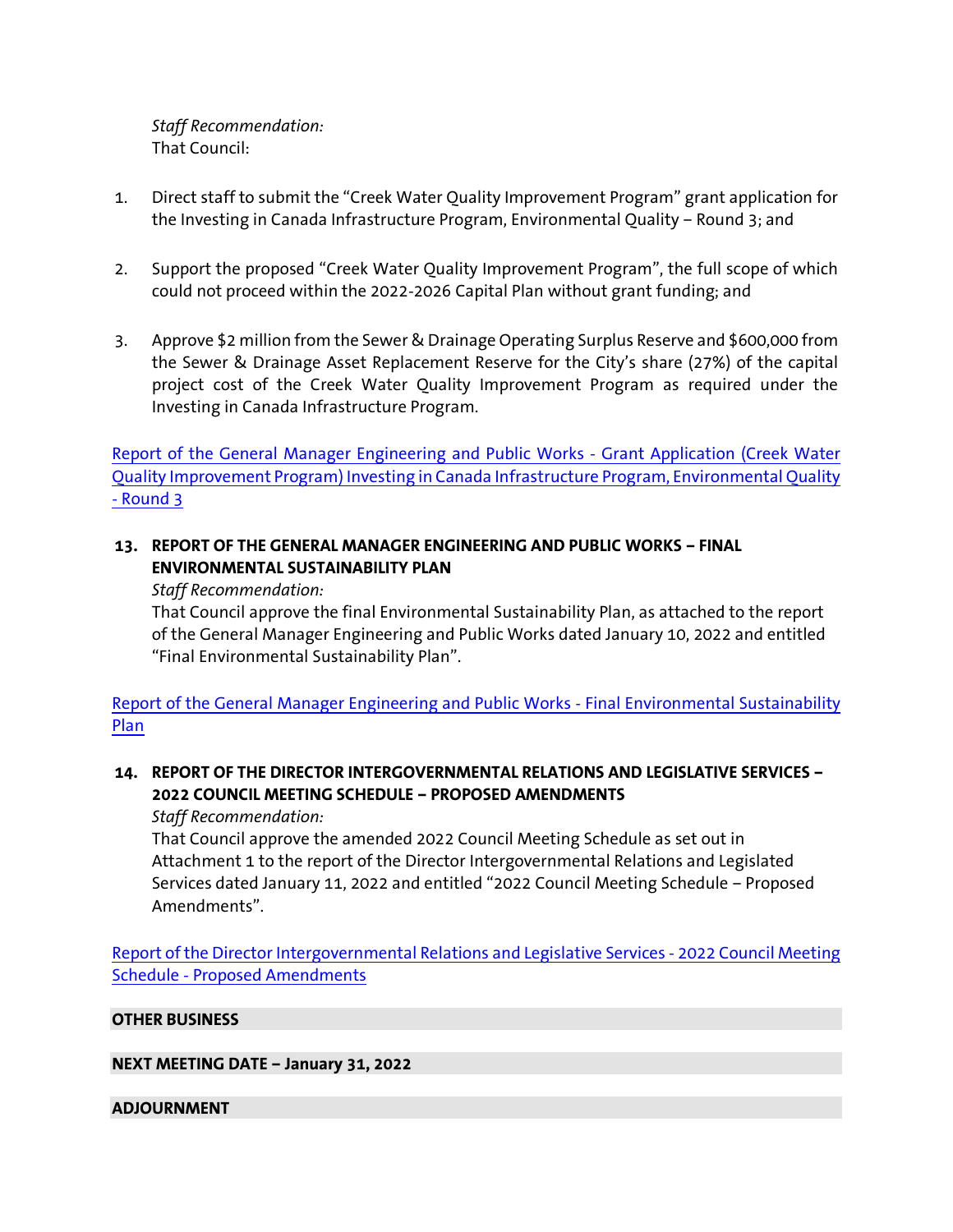*Staff Recommendation:*
That Council:

1. Direct staff to submit the "Creek Water Quality Improvement Program" grant application for the Investing in Canada Infrastructure Program, Environmental Quality – Round 3; and

2. Support the proposed "Creek Water Quality Improvement Program", the full scope of which could not proceed within the 2022-2026 Capital Plan without grant funding; and

3. Approve $2 million from the Sewer & Drainage Operating Surplus Reserve and $600,000 from the Sewer & Drainage Asset Replacement Reserve for the City's share (27%) of the capital project cost of the Creek Water Quality Improvement Program as required under the Investing in Canada Infrastructure Program.

[Report of the General Manager Engineering and Public Works - Grant Application (Creek Water Quality Improvement Program) Investing in Canada Infrastructure Program, Environmental Quality - Round 3]

**13. REPORT OF THE GENERAL MANAGER ENGINEERING AND PUBLIC WORKS – FINAL ENVIRONMENTAL SUSTAINABILITY PLAN**

*Staff Recommendation:*
That Council approve the final Environmental Sustainability Plan, as attached to the report of the General Manager Engineering and Public Works dated January 10, 2022 and entitled "Final Environmental Sustainability Plan".

[Report of the General Manager Engineering and Public Works - Final Environmental Sustainability Plan]

**14. REPORT OF THE DIRECTOR INTERGOVERNMENTAL RELATIONS AND LEGISLATIVE SERVICES – 2022 COUNCIL MEETING SCHEDULE – PROPOSED AMENDMENTS**

*Staff Recommendation:*
That Council approve the amended 2022 Council Meeting Schedule as set out in Attachment 1 to the report of the Director Intergovernmental Relations and Legislated Services dated January 11, 2022 and entitled "2022 Council Meeting Schedule – Proposed Amendments".

[Report of the Director Intergovernmental Relations and Legislative Services - 2022 Council Meeting Schedule - Proposed Amendments]

**OTHER BUSINESS**

**NEXT MEETING DATE – January 31, 2022**

**ADJOURNMENT**